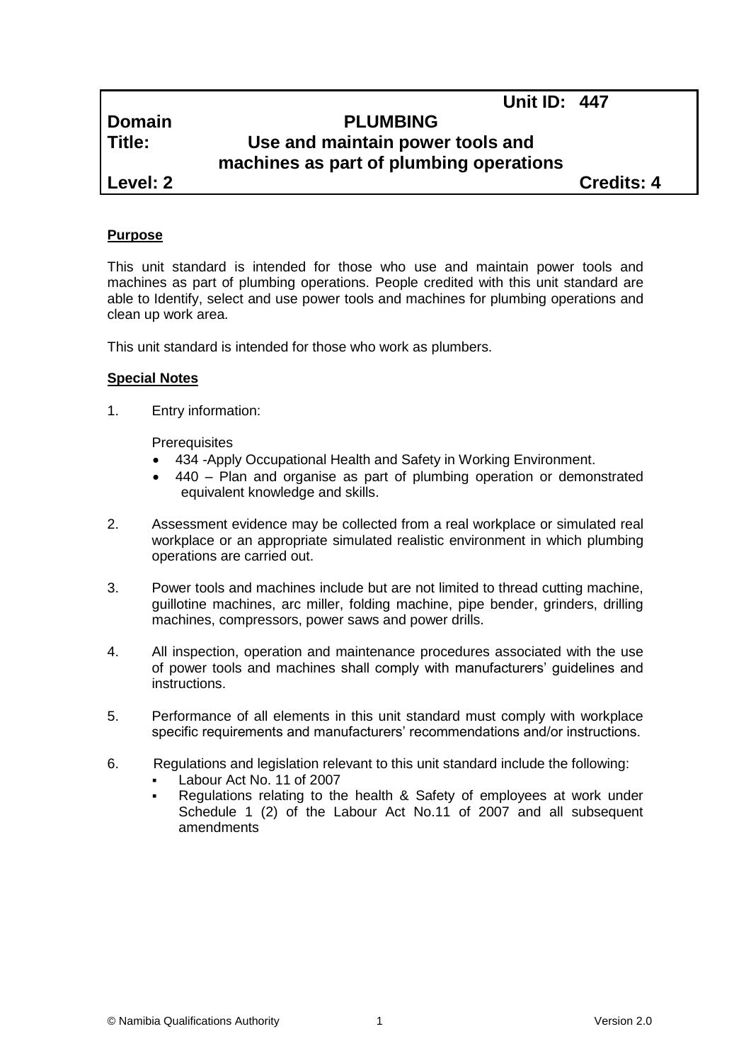| | Unit ID: 447 |
|---|---|
| **Domain** | **PLUMBING** |
| **Title:** | **Use and maintain power tools and machines as part of plumbing operations** |
| **Level: 2** | **Credits: 4** |

**Purpose**

This unit standard is intended for those who use and maintain power tools and machines as part of plumbing operations. People credited with this unit standard are able to Identify, select and use power tools and machines for plumbing operations and clean up work area.

This unit standard is intended for those who work as plumbers.

**Special Notes**

1. Entry information:

   Prerequisites
   - 434 -Apply Occupational Health and Safety in Working Environment.
   - 440 – Plan and organise as part of plumbing operation or demonstrated equivalent knowledge and skills.

2. Assessment evidence may be collected from a real workplace or simulated real workplace or an appropriate simulated realistic environment in which plumbing operations are carried out.

3. Power tools and machines include but are not limited to thread cutting machine, guillotine machines, arc miller, folding machine, pipe bender, grinders, drilling machines, compressors, power saws and power drills.

4. All inspection, operation and maintenance procedures associated with the use of power tools and machines shall comply with manufacturers' guidelines and instructions.

5. Performance of all elements in this unit standard must comply with workplace specific requirements and manufacturers' recommendations and/or instructions.

6. Regulations and legislation relevant to this unit standard include the following:
   - Labour Act No. 11 of 2007
   - Regulations relating to the health & Safety of employees at work under Schedule 1 (2) of the Labour Act No.11 of 2007 and all subsequent amendments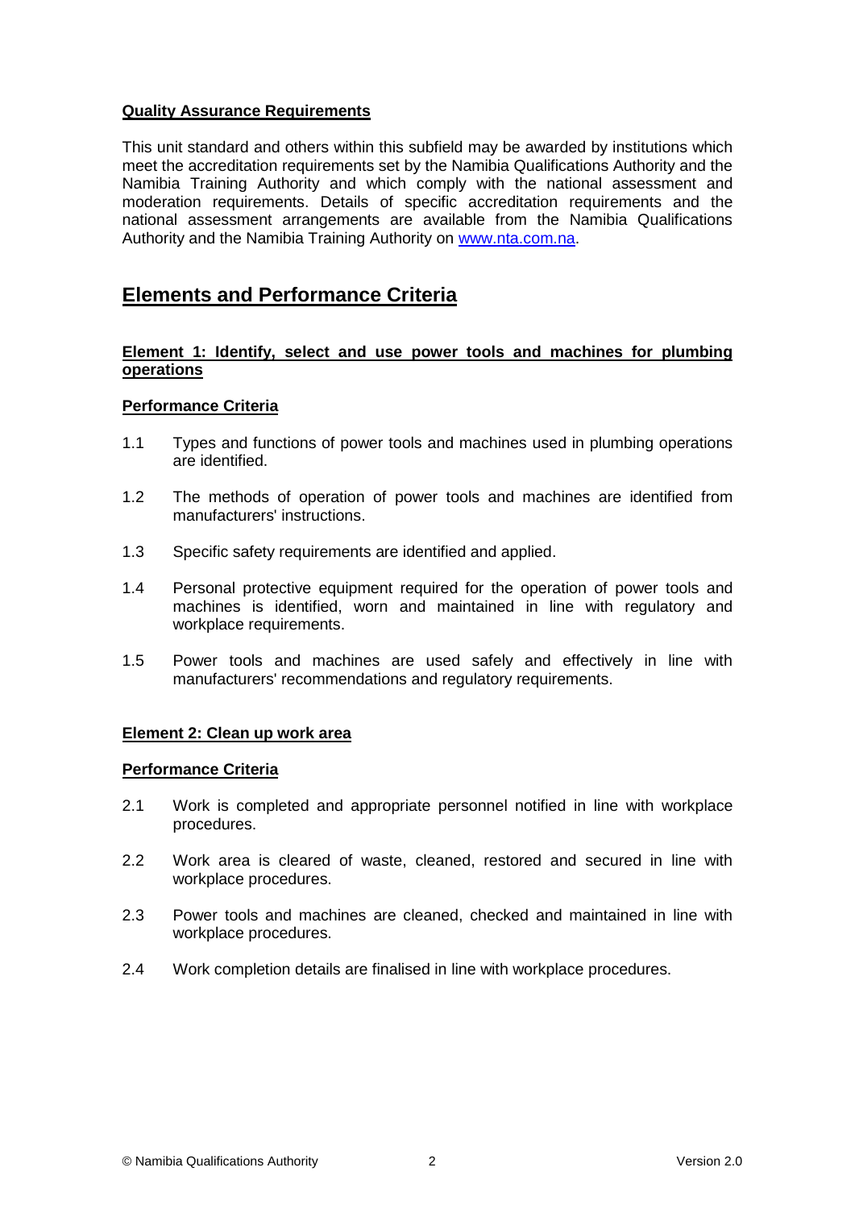**Quality Assurance Requirements**

This unit standard and others within this subfield may be awarded by institutions which meet the accreditation requirements set by the Namibia Qualifications Authority and the Namibia Training Authority and which comply with the national assessment and moderation requirements. Details of specific accreditation requirements and the national assessment arrangements are available from the Namibia Qualifications Authority and the Namibia Training Authority on www.nta.com.na.

# Elements and Performance Criteria

**Element 1: Identify, select and use power tools and machines for plumbing operations**

**Performance Criteria**

1.1 Types and functions of power tools and machines used in plumbing operations are identified.

1.2 The methods of operation of power tools and machines are identified from manufacturers' instructions.

1.3 Specific safety requirements are identified and applied.

1.4 Personal protective equipment required for the operation of power tools and machines is identified, worn and maintained in line with regulatory and workplace requirements.

1.5 Power tools and machines are used safely and effectively in line with manufacturers' recommendations and regulatory requirements.

**Element 2: Clean up work area**

**Performance Criteria**

2.1 Work is completed and appropriate personnel notified in line with workplace procedures.

2.2 Work area is cleared of waste, cleaned, restored and secured in line with workplace procedures.

2.3 Power tools and machines are cleaned, checked and maintained in line with workplace procedures.

2.4 Work completion details are finalised in line with workplace procedures.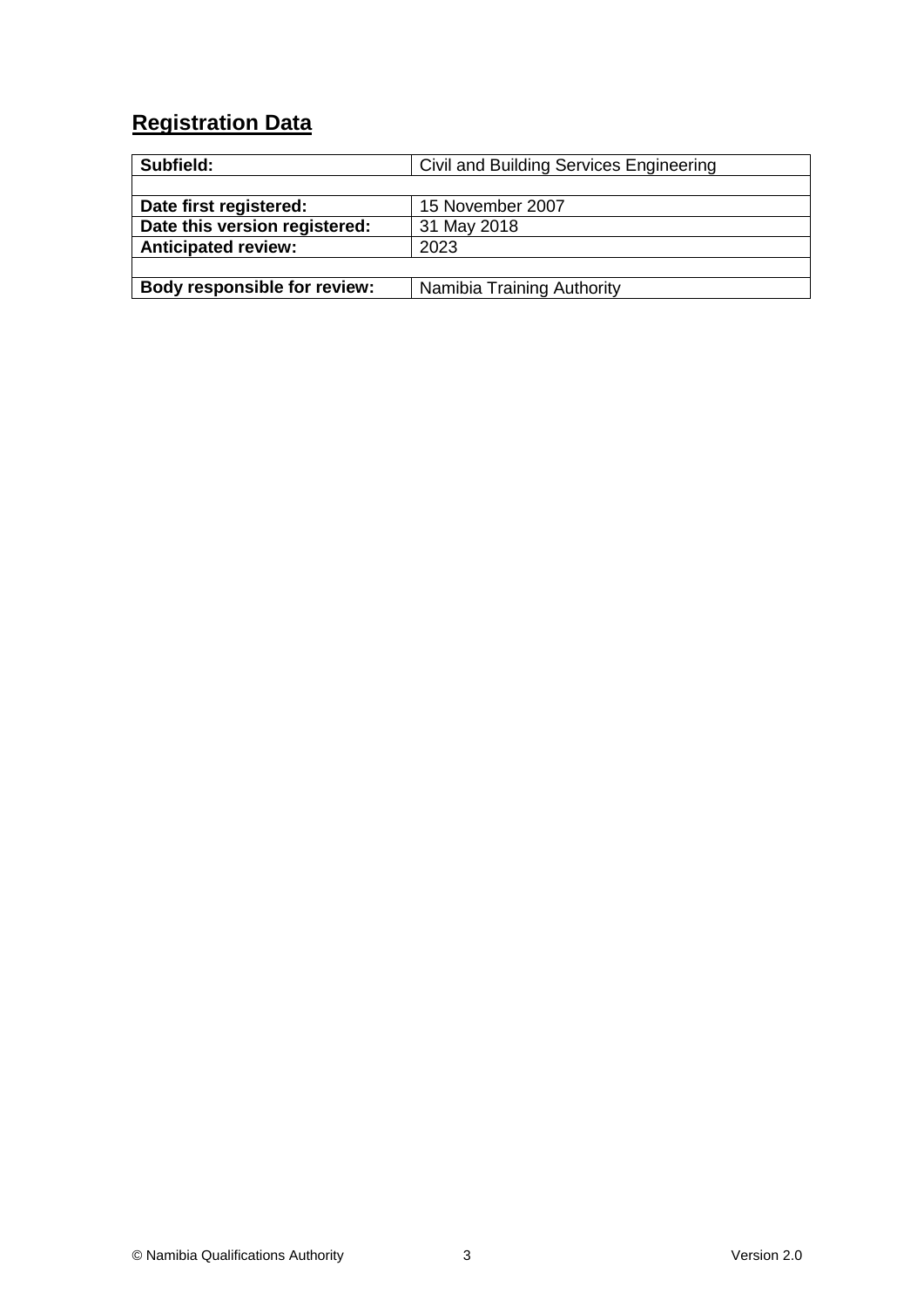## Registration Data

| | |
|---|---|
| **Subfield:** | Civil and Building Services Engineering |
| | |
| **Date first registered:** | 15 November 2007 |
| **Date this version registered:** | 31 May 2018 |
| **Anticipated review:** | 2023 |
| | |
| **Body responsible for review:** | Namibia Training Authority |